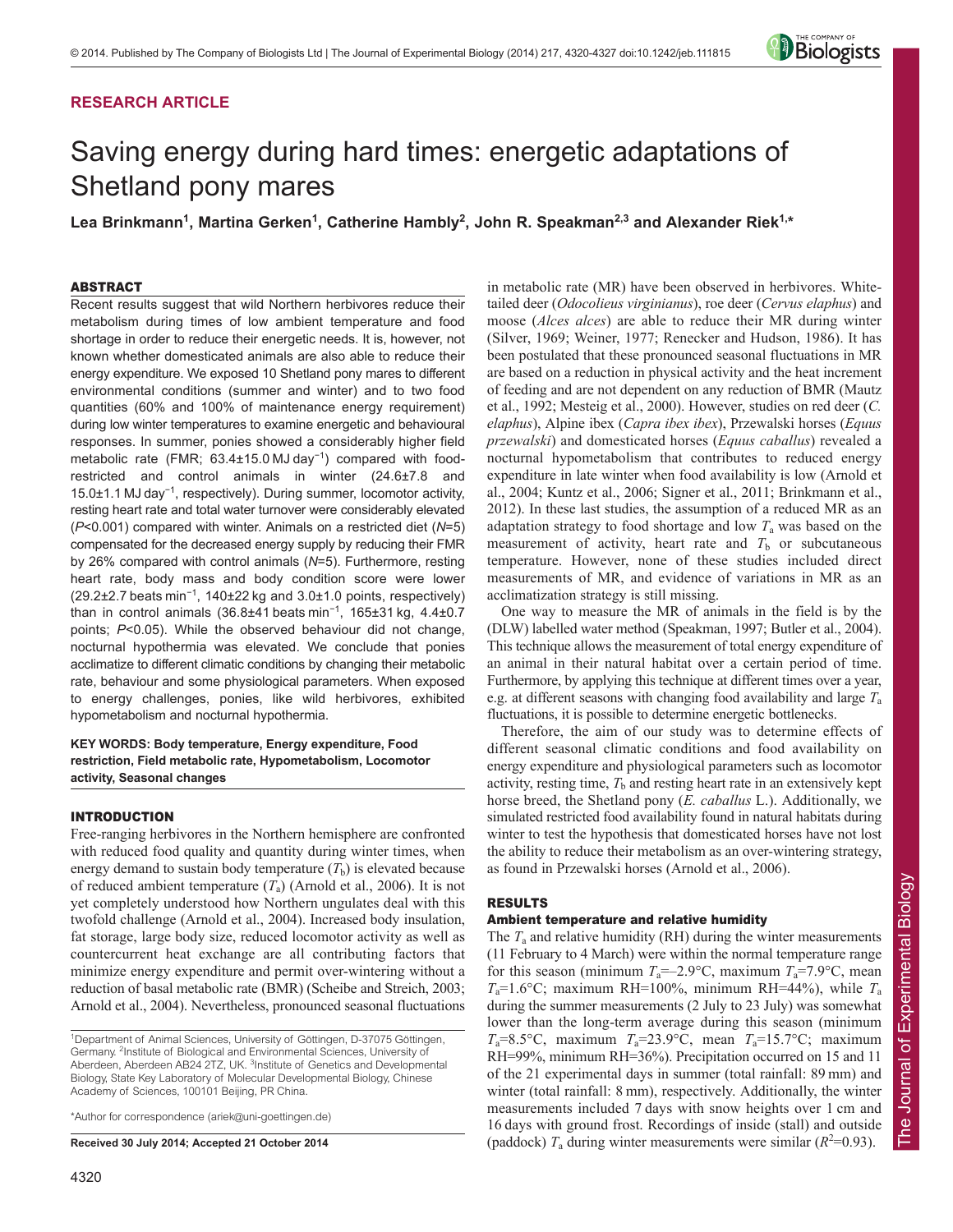RESEARCH ARTICLE

# Saving energy during hard times: energetic adaptations of Shetland pony mares

**Lea Brinkmann[1], Martina Gerken[1], Catherine Hambly[2], John R. Speakman[2,3] and Alexander Riek[1,*]**

## ABSTRACT

Recent results suggest that wild Northern herbivores reduce their metabolism during times of low ambient temperature and food shortage in order to reduce their energetic needs. It is, however, not known whether domesticated animals are also able to reduce their energy expenditure. We exposed 10 Shetland pony mares to different environmental conditions (summer and winter) and to two food quantities (60% and 100% of maintenance energy requirement) during low winter temperatures to examine energetic and behavioural responses. In summer, ponies showed a considerably higher field metabolic rate (FMR; 63.4±15.0 MJ day$^{-1}$) compared with food-restricted and control animals in winter (24.6±7.8 and 15.0±1.1 MJ day$^{-1}$, respectively). During summer, locomotor activity, resting heart rate and total water turnover were considerably elevated ($P$<0.001) compared with winter. Animals on a restricted diet ($N$=5) compensated for the decreased energy supply by reducing their FMR by 26% compared with control animals ($N$=5). Furthermore, resting heart rate, body mass and body condition score were lower (29.2±2.7 beats min$^{-1}$, 140±22 kg and 3.0±1.0 points, respectively) than in control animals (36.8±41 beats min$^{-1}$, 165±31 kg, 4.4±0.7 points; $P$<0.05). While the observed behaviour did not change, nocturnal hypothermia was elevated. We conclude that ponies acclimatize to different climatic conditions by changing their metabolic rate, behaviour and some physiological parameters. When exposed to energy challenges, ponies, like wild herbivores, exhibited hypometabolism and nocturnal hypothermia.

**KEY WORDS: Body temperature, Energy expenditure, Food restriction, Field metabolic rate, Hypometabolism, Locomotor activity, Seasonal changes**

## INTRODUCTION

Free-ranging herbivores in the Northern hemisphere are confronted with reduced food quality and quantity during winter times, when energy demand to sustain body temperature ($T_b$) is elevated because of reduced ambient temperature ($T_a$) (Arnold et al., 2006). It is not yet completely understood how Northern ungulates deal with this twofold challenge (Arnold et al., 2004). Increased body insulation, fat storage, large body size, reduced locomotor activity as well as countercurrent heat exchange are all contributing factors that minimize energy expenditure and permit over-wintering without a reduction of basal metabolic rate (BMR) (Scheibe and Streich, 2003; Arnold et al., 2004). Nevertheless, pronounced seasonal fluctuations in metabolic rate (MR) have been observed in herbivores. White-tailed deer (*Odocolieus virginianus*), roe deer (*Cervus elaphus*) and moose (*Alces alces*) are able to reduce their MR during winter (Silver, 1969; Weiner, 1977; Renecker and Hudson, 1986). It has been postulated that these pronounced seasonal fluctuations in MR are based on a reduction in physical activity and the heat increment of feeding and are not dependent on any reduction of BMR (Mautz et al., 1992; Mesteig et al., 2000). However, studies on red deer (*C. elaphus*), Alpine ibex (*Capra ibex ibex*), Przewalski horses (*Equus przewalski*) and domesticated horses (*Equus caballus*) revealed a nocturnal hypometabolism that contributes to reduced energy expenditure in late winter when food availability is low (Arnold et al., 2004; Kuntz et al., 2006; Signer et al., 2011; Brinkmann et al., 2012). In these last studies, the assumption of a reduced MR as an adaptation strategy to food shortage and low $T_a$ was based on the measurement of activity, heart rate and $T_b$ or subcutaneous temperature. However, none of these studies included direct measurements of MR, and evidence of variations in MR as an acclimatization strategy is still missing.

One way to measure the MR of animals in the field is by the (DLW) labelled water method (Speakman, 1997; Butler et al., 2004). This technique allows the measurement of total energy expenditure of an animal in their natural habitat over a certain period of time. Furthermore, by applying this technique at different times over a year, e.g. at different seasons with changing food availability and large $T_a$ fluctuations, it is possible to determine energetic bottlenecks.

Therefore, the aim of our study was to determine effects of different seasonal climatic conditions and food availability on energy expenditure and physiological parameters such as locomotor activity, resting time, $T_b$ and resting heart rate in an extensively kept horse breed, the Shetland pony (*E. caballus* L.). Additionally, we simulated restricted food availability found in natural habitats during winter to test the hypothesis that domesticated horses have not lost the ability to reduce their metabolism as an over-wintering strategy, as found in Przewalski horses (Arnold et al., 2006).

## RESULTS

### Ambient temperature and relative humidity

The $T_a$ and relative humidity (RH) during the winter measurements (11 February to 4 March) were within the normal temperature range for this season (minimum $T_a$=–2.9°C, maximum $T_a$=7.9°C, mean $T_a$=1.6°C; maximum RH=100%, minimum RH=44%), while $T_a$ during the summer measurements (2 July to 23 July) was somewhat lower than the long-term average during this season (minimum $T_a$=8.5°C, maximum $T_a$=23.9°C, mean $T_a$=15.7°C; maximum RH=99%, minimum RH=36%). Precipitation occurred on 15 and 11 of the 21 experimental days in summer (total rainfall: 89 mm) and winter (total rainfall: 8 mm), respectively. Additionally, the winter measurements included 7 days with snow heights over 1 cm and 16 days with ground frost. Recordings of inside (stall) and outside (paddock) $T_a$ during winter measurements were similar ($R^2$=0.93).

[1]Department of Animal Sciences, University of Göttingen, D-37075 Göttingen, Germany. [2]Institute of Biological and Environmental Sciences, University of Aberdeen, Aberdeen AB24 2TZ, UK. [3]Institute of Genetics and Developmental Biology, State Key Laboratory of Molecular Developmental Biology, Chinese Academy of Sciences, 100101 Beijing, PR China.

*Author for correspondence (ariek@uni-goettingen.de)

**Received 30 July 2014; Accepted 21 October 2014**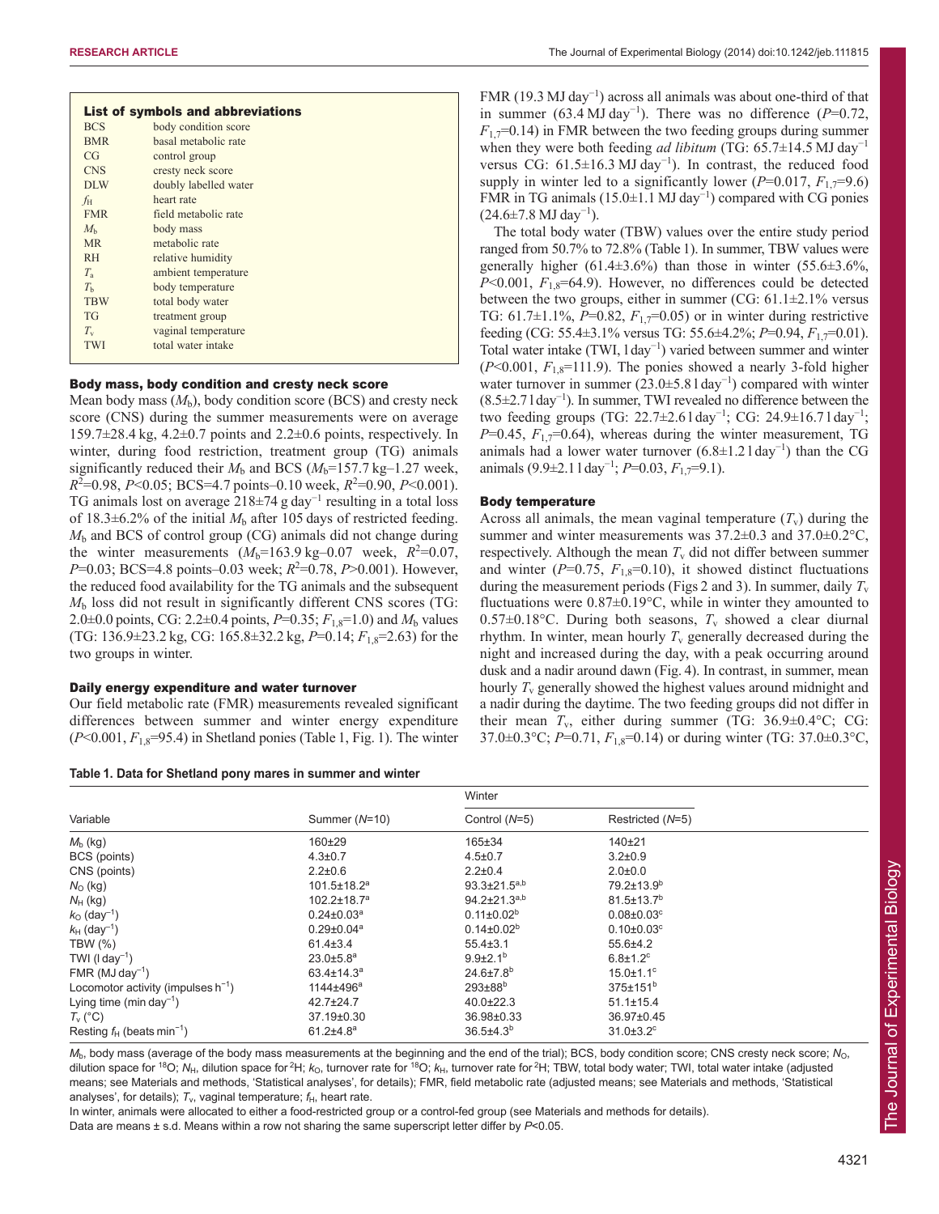## List of symbols and abbreviations

| | |
|---|---|
| BCS | body condition score |
| BMR | basal metabolic rate |
| CG | control group |
| CNS | cresty neck score |
| DLW | doubly labelled water |
| $f_H$ | heart rate |
| FMR | field metabolic rate |
| $M_b$ | body mass |
| MR | metabolic rate |
| RH | relative humidity |
| $T_a$ | ambient temperature |
| $T_b$ | body temperature |
| TBW | total body water |
| TG | treatment group |
| $T_v$ | vaginal temperature |
| TWI | total water intake |

### Body mass, body condition and cresty neck score

Mean body mass ($M_b$), body condition score (BCS) and cresty neck score (CNS) during the summer measurements were on average 159.7±28.4 kg, 4.2±0.7 points and 2.2±0.6 points, respectively. In winter, during food restriction, treatment group (TG) animals significantly reduced their $M_b$ and BCS ($M_b$=157.7 kg–1.27 week, $R^2$=0.98, $P$<0.05; BCS=4.7 points–0.10 week, $R^2$=0.90, $P$<0.001). TG animals lost on average 218±74 g day$^{-1}$ resulting in a total loss of 18.3±6.2% of the initial $M_b$ after 105 days of restricted feeding. $M_b$ and BCS of control group (CG) animals did not change during the winter measurements ($M_b$=163.9 kg–0.07 week, $R^2$=0.07, $P$=0.03; BCS=4.8 points–0.03 week; $R^2$=0.78, $P$>0.001). However, the reduced food availability for the TG animals and the subsequent $M_b$ loss did not result in significantly different CNS scores (TG: 2.0±0.0 points, CG: 2.2±0.4 points, $P$=0.35; $F_{1,8}$=1.0) and $M_b$ values (TG: 136.9±23.2 kg, CG: 165.8±32.2 kg, $P$=0.14; $F_{1,8}$=2.63) for the two groups in winter.

### Daily energy expenditure and water turnover

Our field metabolic rate (FMR) measurements revealed significant differences between summer and winter energy expenditure ($P$<0.001, $F_{1,8}$=95.4) in Shetland ponies (Table 1, Fig. 1). The winter FMR (19.3 MJ day$^{-1}$) across all animals was about one-third of that in summer (63.4 MJ day$^{-1}$). There was no difference ($P$=0.72, $F_{1,7}$=0.14) in FMR between the two feeding groups during summer when they were both feeding *ad libitum* (TG: 65.7±14.5 MJ day$^{-1}$ versus CG: 61.5±16.3 MJ day$^{-1}$). In contrast, the reduced food supply in winter led to a significantly lower ($P$=0.017, $F_{1,7}$=9.6) FMR in TG animals (15.0±1.1 MJ day$^{-1}$) compared with CG ponies (24.6±7.8 MJ day$^{-1}$).

The total body water (TBW) values over the entire study period ranged from 50.7% to 72.8% (Table 1). In summer, TBW values were generally higher (61.4±3.6%) than those in winter (55.6±3.6%, $P$<0.001, $F_{1,8}$=64.9). However, no differences could be detected between the two groups, either in summer (CG: 61.1±2.1% versus TG: 61.7±1.1%, $P$=0.82, $F_{1,7}$=0.05) or in winter during restrictive feeding (CG: 55.4±3.1% versus TG: 55.6±4.2%; $P$=0.94, $F_{1,7}$=0.01). Total water intake (TWI, l day$^{-1}$) varied between summer and winter ($P$<0.001, $F_{1,8}$=111.9). The ponies showed a nearly 3-fold higher water turnover in summer (23.0±5.8 l day$^{-1}$) compared with winter (8.5±2.7 l day$^{-1}$). In summer, TWI revealed no difference between the two feeding groups (TG: 22.7±2.6 l day$^{-1}$; CG: 24.9±16.7 l day$^{-1}$; $P$=0.45, $F_{1,7}$=0.64), whereas during the winter measurement, TG animals had a lower water turnover (6.8±1.2 l day$^{-1}$) than the CG animals (9.9±2.1 l day$^{-1}$; $P$=0.03, $F_{1,7}$=9.1).

### Body temperature

Across all animals, the mean vaginal temperature ($T_v$) during the summer and winter measurements was 37.2±0.3 and 37.0±0.2°C, respectively. Although the mean $T_v$ did not differ between summer and winter ($P$=0.75, $F_{1,8}$=0.10), it showed distinct fluctuations during the measurement periods (Figs 2 and 3). In summer, daily $T_v$ fluctuations were 0.87±0.19°C, while in winter they amounted to 0.57±0.18°C. During both seasons, $T_v$ showed a clear diurnal rhythm. In winter, mean hourly $T_v$ generally decreased during the night and increased during the day, with a peak occurring around dusk and a nadir around dawn (Fig. 4). In contrast, in summer, mean hourly $T_v$ generally showed the highest values around midnight and a nadir during the daytime. The two feeding groups did not differ in their mean $T_v$, either during summer (TG: 36.9±0.4°C; CG: 37.0±0.3°C; $P$=0.71, $F_{1,8}$=0.14) or during winter (TG: 37.0±0.3°C,

**Table 1. Data for Shetland pony mares in summer and winter**

| Variable | Summer ($N$=10) | Winter | |
|---|---|---|---|
| | | Control ($N$=5) | Restricted ($N$=5) |
| $M_b$ (kg) | 160±29 | 165±34 | 140±21 |
| BCS (points) | 4.3±0.7 | 4.5±0.7 | 3.2±0.9 |
| CNS (points) | 2.2±0.6 | 2.2±0.4 | 2.0±0.0 |
| $N_O$ (kg) | 101.5±18.2$^a$ | 93.3±21.5$^{a,b}$ | 79.2±13.9$^b$ |
| $N_H$ (kg) | 102.2±18.7$^a$ | 94.2±21.3$^{a,b}$ | 81.5±13.7$^b$ |
| $k_O$ (day$^{-1}$) | 0.24±0.03$^a$ | 0.11±0.02$^b$ | 0.08±0.03$^c$ |
| $k_H$ (day$^{-1}$) | 0.29±0.04$^a$ | 0.14±0.02$^b$ | 0.10±0.03$^c$ |
| TBW (%) | 61.4±3.4 | 55.4±3.1 | 55.6±4.2 |
| TWI (l day$^{-1}$) | 23.0±5.8$^a$ | 9.9±2.1$^b$ | 6.8±1.2$^c$ |
| FMR (MJ day$^{-1}$) | 63.4±14.3$^a$ | 24.6±7.8$^b$ | 15.0±1.1$^c$ |
| Locomotor activity (impulses h$^{-1}$) | 1144±496$^a$ | 293±88$^b$ | 375±151$^b$ |
| Lying time (min day$^{-1}$) | 42.7±24.7 | 40.0±22.3 | 51.1±15.4 |
| $T_v$ (°C) | 37.19±0.30 | 36.98±0.33 | 36.97±0.45 |
| Resting $f_H$ (beats min$^{-1}$) | 61.2±4.8$^a$ | 36.5±4.3$^b$ | 31.0±3.2$^c$ |

$M_b$, body mass (average of the body mass measurements at the beginning and the end of the trial); BCS, body condition score; CNS cresty neck score; $N_O$, dilution space for $^{18}O$; $N_H$, dilution space for $^{2}H$; $k_O$, turnover rate for $^{18}O$; $k_H$, turnover rate for $^{2}H$; TBW, total body water; TWI, total water intake (adjusted means; see Materials and methods, 'Statistical analyses', for details); FMR, field metabolic rate (adjusted means; see Materials and methods, 'Statistical analyses', for details); $T_v$, vaginal temperature; $f_H$, heart rate.

In winter, animals were allocated to either a food-restricted group or a control-fed group (see Materials and methods for details).

Data are means ± s.d. Means within a row not sharing the same superscript letter differ by $P$<0.05.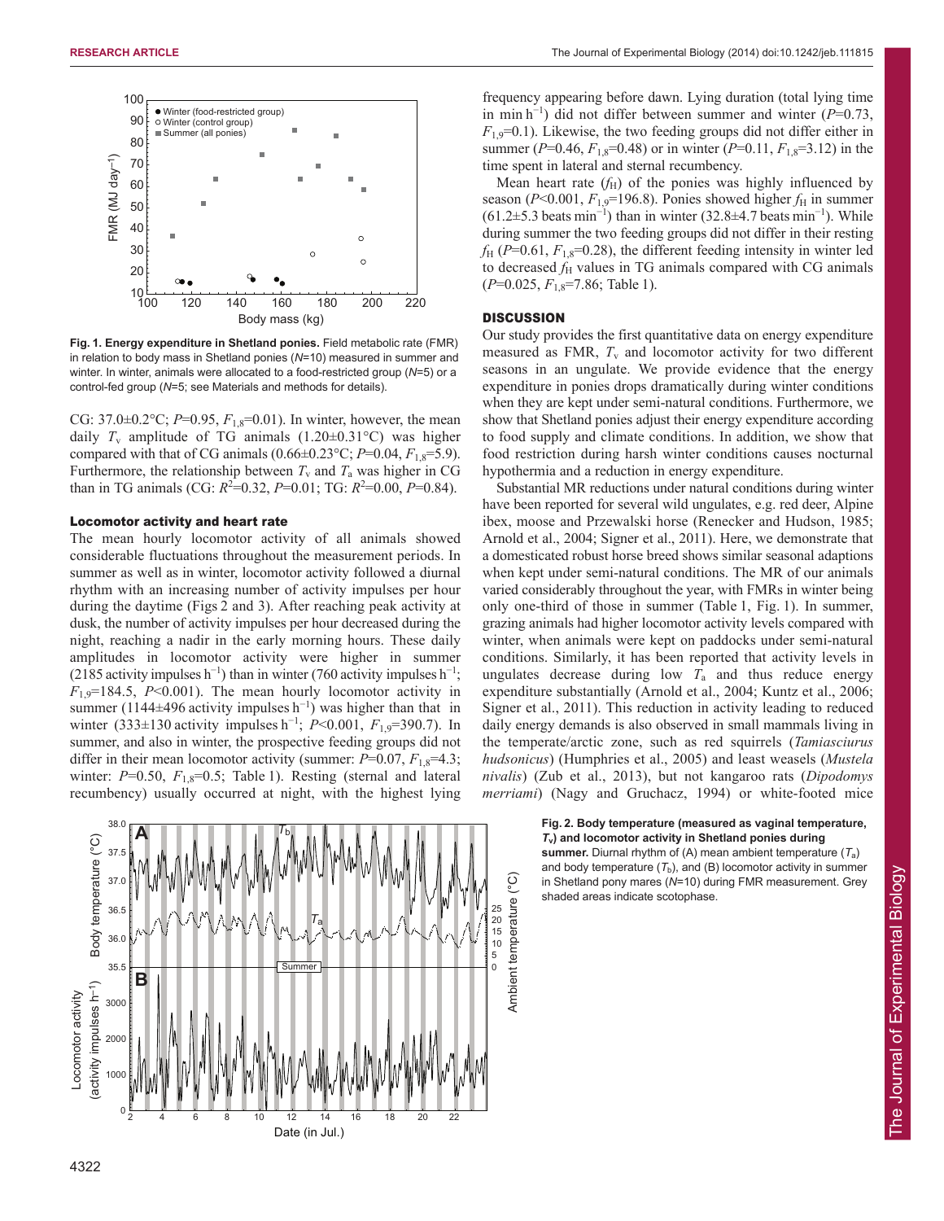Fig. 1. **Energy expenditure in Shetland ponies.** Field metabolic rate (FMR) in relation to body mass in Shetland ponies ($N$=10) measured in summer and winter. In winter, animals were allocated to a food-restricted group ($N$=5) or a control-fed group ($N$=5; see Materials and methods for details).

CG: 37.0±0.2°C; $P$=0.95, $F_{1,8}$=0.01). In winter, however, the mean daily $T_v$ amplitude of TG animals (1.20±0.31°C) was higher compared with that of CG animals (0.66±0.23°C; $P$=0.04, $F_{1,8}$=5.9). Furthermore, the relationship between $T_v$ and $T_a$ was higher in CG than in TG animals (CG: $R^2$=0.32, $P$=0.01; TG: $R^2$=0.00, $P$=0.84).

### Locomotor activity and heart rate

The mean hourly locomotor activity of all animals showed considerable fluctuations throughout the measurement periods. In summer as well as in winter, locomotor activity followed a diurnal rhythm with an increasing number of activity impulses per hour during the daytime (Figs 2 and 3). After reaching peak activity at dusk, the number of activity impulses per hour decreased during the night, reaching a nadir in the early morning hours. These daily amplitudes in locomotor activity were higher in summer (2185 activity impulses $h^{-1}$) than in winter (760 activity impulses $h^{-1}$; $F_{1,9}$=184.5, $P$<0.001). The mean hourly locomotor activity in summer (1144±496 activity impulses $h^{-1}$) was higher than that in winter (333±130 activity impulses $h^{-1}$; $P$<0.001, $F_{1,9}$=390.7). In summer, and also in winter, the prospective feeding groups did not differ in their mean locomotor activity (summer: $P$=0.07, $F_{1,8}$=4.3; winter: $P$=0.50, $F_{1,8}$=0.5; Table 1). Resting (sternal and lateral recumbency) usually occurred at night, with the highest lying frequency appearing before dawn. Lying duration (total lying time in min $h^{-1}$) did not differ between summer and winter ($P$=0.73, $F_{1,9}$=0.1). Likewise, the two feeding groups did not differ either in summer ($P$=0.46, $F_{1,8}$=0.48) or in winter ($P$=0.11, $F_{1,8}$=3.12) in the time spent in lateral and sternal recumbency.

Mean heart rate ($f_H$) of the ponies was highly influenced by season ($P$<0.001, $F_{1,9}$=196.8). Ponies showed higher $f_H$ in summer (61.2±5.3 beats $min^{-1}$) than in winter (32.8±4.7 beats $min^{-1}$). While during summer the two feeding groups did not differ in their resting $f_H$ ($P$=0.61, $F_{1,8}$=0.28), the different feeding intensity in winter led to decreased $f_H$ values in TG animals compared with CG animals ($P$=0.025, $F_{1,8}$=7.86; Table 1).

## DISCUSSION

Our study provides the first quantitative data on energy expenditure measured as FMR, $T_v$ and locomotor activity for two different seasons in an ungulate. We provide evidence that the energy expenditure in ponies drops dramatically during winter conditions when they are kept under semi-natural conditions. Furthermore, we show that Shetland ponies adjust their energy expenditure according to food supply and climate conditions. In addition, we show that food restriction during harsh winter conditions causes nocturnal hypothermia and a reduction in energy expenditure.

Substantial MR reductions under natural conditions during winter have been reported for several wild ungulates, e.g. red deer, Alpine ibex, moose and Przewalski horse (Renecker and Hudson, 1985; Arnold et al., 2004; Signer et al., 2011). Here, we demonstrate that a domesticated robust horse breed shows similar seasonal adaptions when kept under semi-natural conditions. The MR of our animals varied considerably throughout the year, with FMRs in winter being only one-third of those in summer (Table 1, Fig. 1). In summer, grazing animals had higher locomotor activity levels compared with winter, when animals were kept on paddocks under semi-natural conditions. Similarly, it has been reported that activity levels in ungulates decrease during low $T_a$ and thus reduce energy expenditure substantially (Arnold et al., 2004; Kuntz et al., 2006; Signer et al., 2011). This reduction in activity leading to reduced daily energy demands is also observed in small mammals living in the temperate/arctic zone, such as red squirrels (*Tamiasciurus hudsonicus*) (Humphries et al., 2005) and least weasels (*Mustela nivalis*) (Zub et al., 2013), but not kangaroo rats (*Dipodomys merriami*) (Nagy and Gruchacz, 1994) or white-footed mice

**Fig. 2. Body temperature (measured as vaginal temperature, $T_v$) and locomotor activity in Shetland ponies during summer.** Diurnal rhythm of (A) mean ambient temperature ($T_a$) and body temperature ($T_b$), and (B) locomotor activity in summer in Shetland pony mares ($N$=10) during FMR measurement. Grey shaded areas indicate scotophase.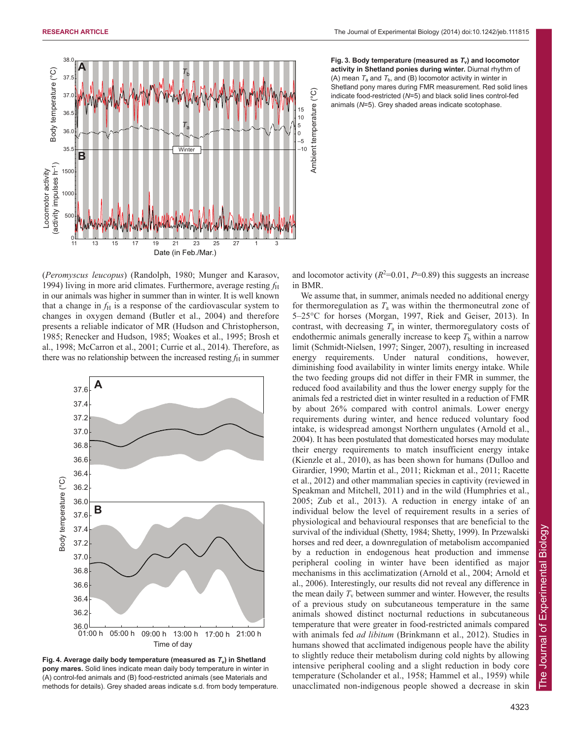**Fig. 3. Body temperature (measured as $T_v$) and locomotor activity in Shetland ponies during winter.** Diurnal rhythm of (A) mean $T_a$ and $T_b$, and (B) locomotor activity in winter in Shetland pony mares during FMR measurement. Red solid lines indicate food-restricted (*N*=5) and black solid lines control-fed animals (*N*=5). Grey shaded areas indicate scotophase.

(*Peromyscus leucopus*) (Randolph, 1980; Munger and Karasov, 1994) living in more arid climates. Furthermore, average resting $f_H$ in our animals was higher in summer than in winter. It is well known that a change in $f_H$ is a response of the cardiovascular system to changes in oxygen demand (Butler et al., 2004) and therefore presents a reliable indicator of MR (Hudson and Christopherson, 1985; Renecker and Hudson, 1985; Woakes et al., 1995; Brosh et al., 1998; McCarron et al., 2001; Currie et al., 2014). Therefore, as there was no relationship between the increased resting $f_H$ in summer and locomotor activity ($R^2$=0.01, $P$=0.89) this suggests an increase in BMR.

**Fig. 4. Average daily body temperature (measured as $T_v$) in Shetland pony mares.** Solid lines indicate mean daily body temperature in winter in (A) control-fed animals and (B) food-restricted animals (see Materials and methods for details). Grey shaded areas indicate s.d. from body temperature.

We assume that, in summer, animals needed no additional energy for thermoregulation as $T_a$ was within the thermoneutral zone of 5–25°C for horses (Morgan, 1997, Riek and Geiser, 2013). In contrast, with decreasing $T_a$ in winter, thermoregulatory costs of endothermic animals generally increase to keep $T_b$ within a narrow limit (Schmidt-Nielsen, 1997; Singer, 2007), resulting in increased energy requirements. Under natural conditions, however, diminishing food availability in winter limits energy intake. While the two feeding groups did not differ in their FMR in summer, the reduced food availability and thus the lower energy supply for the animals fed a restricted diet in winter resulted in a reduction of FMR by about 26% compared with control animals. Lower energy requirements during winter, and hence reduced voluntary food intake, is widespread amongst Northern ungulates (Arnold et al., 2004). It has been postulated that domesticated horses may modulate their energy requirements to match insufficient energy intake (Kienzle et al., 2010), as has been shown for humans (Dulloo and Girardier, 1990; Martin et al., 2011; Rickman et al., 2011; Racette et al., 2012) and other mammalian species in captivity (reviewed in Speakman and Mitchell, 2011) and in the wild (Humphries et al., 2005; Zub et al., 2013). A reduction in energy intake of an individual below the level of requirement results in a series of physiological and behavioural responses that are beneficial to the survival of the individual (Shetty, 1984; Shetty, 1999). In Przewalski horses and red deer, a downregulation of metabolism accompanied by a reduction in endogenous heat production and immense peripheral cooling in winter have been identified as major mechanisms in this acclimatization (Arnold et al., 2004; Arnold et al., 2006). Interestingly, our results did not reveal any difference in the mean daily $T_v$ between summer and winter. However, the results of a previous study on subcutaneous temperature in the same animals showed distinct nocturnal reductions in subcutaneous temperature that were greater in food-restricted animals compared with animals fed *ad libitum* (Brinkmann et al., 2012). Studies in humans showed that acclimated indigenous people have the ability to slightly reduce their metabolism during cold nights by allowing intensive peripheral cooling and a slight reduction in body core temperature (Scholander et al., 1958; Hammel et al., 1959) while unacclimated non-indigenous people showed a decrease in skin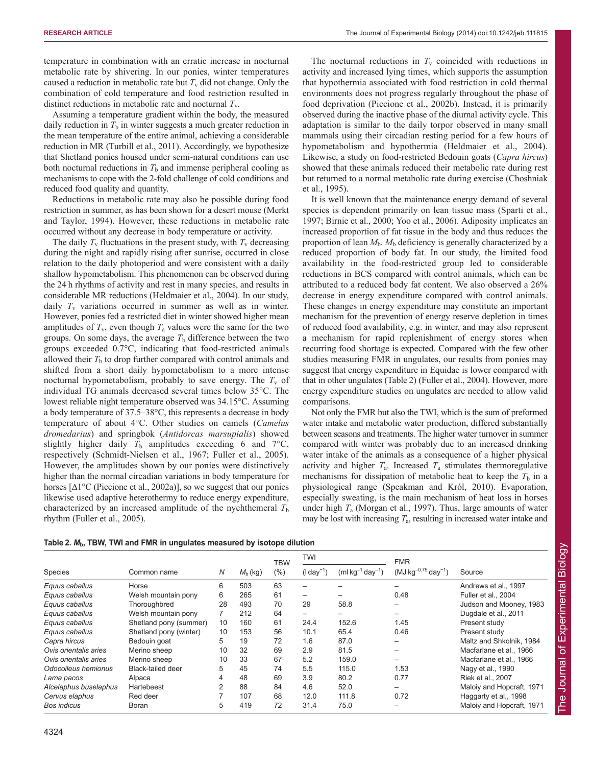temperature in combination with an erratic increase in nocturnal metabolic rate by shivering. In our ponies, winter temperatures caused a reduction in metabolic rate but $T_v$ did not change. Only the combination of cold temperature and food restriction resulted in distinct reductions in metabolic rate and nocturnal $T_v$.

Assuming a temperature gradient within the body, the measured daily reduction in $T_b$ in winter suggests a much greater reduction in the mean temperature of the entire animal, achieving a considerable reduction in MR (Turbill et al., 2011). Accordingly, we hypothesize that Shetland ponies housed under semi-natural conditions can use both nocturnal reductions in $T_b$ and immense peripheral cooling as mechanisms to cope with the 2-fold challenge of cold conditions and reduced food quality and quantity.

Reductions in metabolic rate may also be possible during food restriction in summer, as has been shown for a desert mouse (Merkt and Taylor, 1994). However, these reductions in metabolic rate occurred without any decrease in body temperature or activity.

The daily $T_v$ fluctuations in the present study, with $T_v$ decreasing during the night and rapidly rising after sunrise, occurred in close relation to the daily photoperiod and were consistent with a daily shallow hypometabolism. This phenomenon can be observed during the 24 h rhythms of activity and rest in many species, and results in considerable MR reductions (Heldmaier et al., 2004). In our study, daily $T_v$ variations occurred in summer as well as in winter. However, ponies fed a restricted diet in winter showed higher mean amplitudes of $T_v$, even though $T_a$ values were the same for the two groups. On some days, the average $T_b$ difference between the two groups exceeded 0.7°C, indicating that food-restricted animals allowed their $T_b$ to drop further compared with control animals and shifted from a short daily hypometabolism to a more intense nocturnal hypometabolism, probably to save energy. The $T_v$ of individual TG animals decreased several times below 35°C. The lowest reliable night temperature observed was 34.15°C. Assuming a body temperature of 37.5–38°C, this represents a decrease in body temperature of about 4°C. Other studies on camels (*Camelus dromedarius*) and springbok (*Antidorcas marsupialis*) showed slightly higher daily $T_b$ amplitudes exceeding 6 and 7°C, respectively (Schmidt-Nielsen et al., 1967; Fuller et al., 2005). However, the amplitudes shown by our ponies were distinctively higher than the normal circadian variations in body temperature for horses [Δ1°C (Piccione et al., 2002a)], so we suggest that our ponies likewise used adaptive heterothermy to reduce energy expenditure, characterized by an increased amplitude of the nychthemeral $T_b$ rhythm (Fuller et al., 2005).

The nocturnal reductions in $T_v$ coincided with reductions in activity and increased lying times, which supports the assumption that hypothermia associated with food restriction in cold thermal environments does not progress regularly throughout the phase of food deprivation (Piccione et al., 2002b). Instead, it is primarily observed during the inactive phase of the diurnal activity cycle. This adaptation is similar to the daily torpor observed in many small mammals using their circadian resting period for a few hours of hypometabolism and hypothermia (Heldmaier et al., 2004). Likewise, a study on food-restricted Bedouin goats (*Capra hircus*) showed that these animals reduced their metabolic rate during rest but returned to a normal metabolic rate during exercise (Choshniak et al., 1995).

It is well known that the maintenance energy demand of several species is dependent primarily on lean tissue mass (Sparti et al., 1997; Birnie et al., 2000; Yoo et al., 2006). Adiposity implicates an increased proportion of fat tissue in the body and thus reduces the proportion of lean $M_b$. $M_b$ deficiency is generally characterized by a reduced proportion of body fat. In our study, the limited food availability in the food-restricted group led to considerable reductions in BCS compared with control animals, which can be attributed to a reduced body fat content. We also observed a 26% decrease in energy expenditure compared with control animals. These changes in energy expenditure may constitute an important mechanism for the prevention of energy reserve depletion in times of reduced food availability, e.g. in winter, and may also represent a mechanism for rapid replenishment of energy stores when recurring food shortage is expected. Compared with the few other studies measuring FMR in ungulates, our results from ponies may suggest that energy expenditure in Equidae is lower compared with that in other ungulates (Table 2) (Fuller et al., 2004). However, more energy expenditure studies on ungulates are needed to allow valid comparisons.

Not only the FMR but also the TWI, which is the sum of preformed water intake and metabolic water production, differed substantially between seasons and treatments. The higher water turnover in summer compared with winter was probably due to an increased drinking water intake of the animals as a consequence of a higher physical activity and higher $T_a$. Increased $T_a$ stimulates thermoregulative mechanisms for dissipation of metabolic heat to keep the $T_b$ in a physiological range (Speakman and Król, 2010). Evaporation, especially sweating, is the main mechanism of heat loss in horses under high $T_a$ (Morgan et al., 1997). Thus, large amounts of water may be lost with increasing $T_a$, resulting in increased water intake and

**Table 2. $M_b$, TBW, TWI and FMR in ungulates measured by isotope dilution**

| Species | Common name | N | $M_b$ (kg) | TBW (%) | TWI ($l\,day^{-1}$) | TWI ($ml\,kg^{-1}\,day^{-1}$) | FMR ($MJ\,kg^{-0.75}\,day^{-1}$) | Source |
|---|---|---|---|---|---|---|---|---|
| *Equus caballus* | Horse | 6 | 503 | 63 | – | – | – | Andrews et al., 1997 |
| *Equus caballus* | Welsh mountain pony | 6 | 265 | 61 | – | – | 0.48 | Fuller et al., 2004 |
| *Equus caballus* | Thoroughbred | 28 | 493 | 70 | 29 | 58.8 | – | Judson and Mooney, 1983 |
| *Equus caballus* | Welsh mountain pony | 7 | 212 | 64 | – | – | – | Dugdale et al., 2011 |
| *Equus caballus* | Shetland pony (summer) | 10 | 160 | 61 | 24.4 | 152.6 | 1.45 | Present study |
| *Equus caballus* | Shetland pony (winter) | 10 | 153 | 56 | 10.1 | 65.4 | 0.46 | Present study |
| *Capra hircus* | Bedouin goat | 5 | 19 | 72 | 1.6 | 87.0 | – | Maltz and Shkolnik, 1984 |
| *Ovis orientalis aries* | Merino sheep | 10 | 32 | 69 | 2.9 | 81.5 | – | Macfarlane et al., 1966 |
| *Ovis orientalis aries* | Merino sheep | 10 | 33 | 67 | 5.2 | 159.0 | – | Macfarlane et al., 1966 |
| *Odocoileus hemionus* | Black-tailed deer | 5 | 45 | 74 | 5.5 | 115.0 | 1.53 | Nagy et al., 1990 |
| *Lama pacos* | Alpaca | 4 | 48 | 69 | 3.9 | 80.2 | 0.77 | Riek et al., 2007 |
| *Alcelaphus buselaphus* | Hartebeest | 2 | 88 | 84 | 4.6 | 52.0 | – | Maloiy and Hopcraft, 1971 |
| *Cervus elaphus* | Red deer | 7 | 107 | 68 | 12.0 | 111.8 | 0.72 | Haggarty et al., 1998 |
| *Bos indicus* | Boran | 5 | 419 | 72 | 31.4 | 75.0 | – | Maloiy and Hopcraft, 1971 |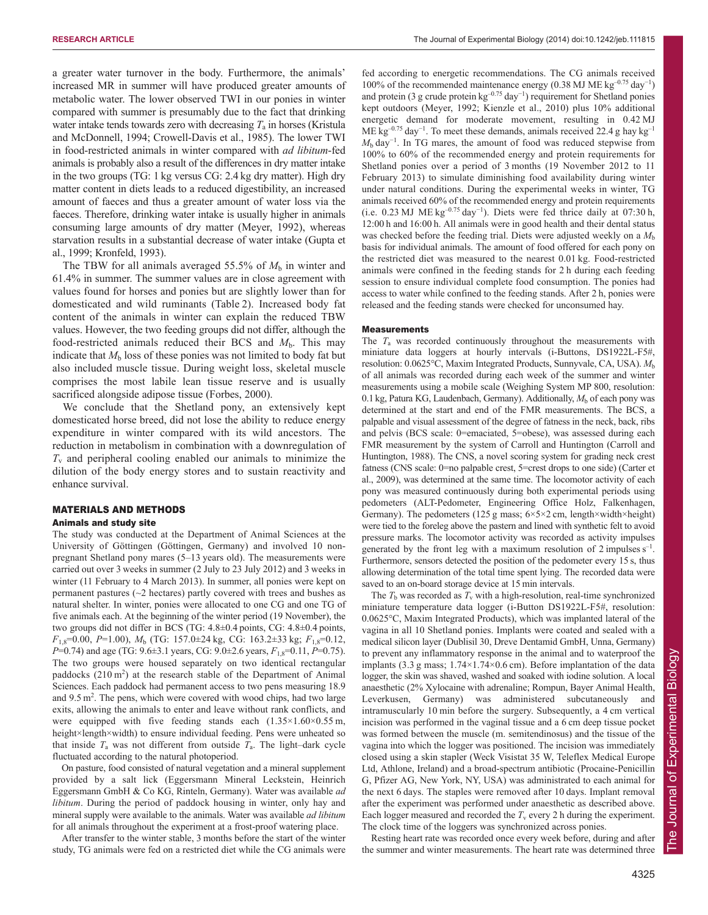a greater water turnover in the body. Furthermore, the animals' increased MR in summer will have produced greater amounts of metabolic water. The lower observed TWI in our ponies in winter compared with summer is presumably due to the fact that drinking water intake tends towards zero with decreasing $T_a$ in horses (Kristula and McDonnell, 1994; Crowell-Davis et al., 1985). The lower TWI in food-restricted animals in winter compared with *ad libitum*-fed animals is probably also a result of the differences in dry matter intake in the two groups (TG: 1 kg versus CG: 2.4 kg dry matter). High dry matter content in diets leads to a reduced digestibility, an increased amount of faeces and thus a greater amount of water loss via the faeces. Therefore, drinking water intake is usually higher in animals consuming large amounts of dry matter (Meyer, 1992), whereas starvation results in a substantial decrease of water intake (Gupta et al., 1999; Kronfeld, 1993).

The TBW for all animals averaged 55.5% of $M_b$ in winter and 61.4% in summer. The summer values are in close agreement with values found for horses and ponies but are slightly lower than for domesticated and wild ruminants (Table 2). Increased body fat content of the animals in winter can explain the reduced TBW values. However, the two feeding groups did not differ, although the food-restricted animals reduced their BCS and $M_b$. This may indicate that $M_b$ loss of these ponies was not limited to body fat but also included muscle tissue. During weight loss, skeletal muscle comprises the most labile lean tissue reserve and is usually sacrificed alongside adipose tissue (Forbes, 2000).

We conclude that the Shetland pony, an extensively kept domesticated horse breed, did not lose the ability to reduce energy expenditure in winter compared with its wild ancestors. The reduction in metabolism in combination with a downregulation of $T_v$ and peripheral cooling enabled our animals to minimize the dilution of the body energy stores and to sustain reactivity and enhance survival.

## MATERIALS AND METHODS

### Animals and study site

The study was conducted at the Department of Animal Sciences at the University of Göttingen (Göttingen, Germany) and involved 10 non-pregnant Shetland pony mares (5–13 years old). The measurements were carried out over 3 weeks in summer (2 July to 23 July 2012) and 3 weeks in winter (11 February to 4 March 2013). In summer, all ponies were kept on permanent pastures (~2 hectares) partly covered with trees and bushes as natural shelter. In winter, ponies were allocated to one CG and one TG of five animals each. At the beginning of the winter period (19 November), the two groups did not differ in BCS (TG: 4.8±0.4 points, CG: 4.8±0.4 points, $F_{1,8}$=0.00, $P$=1.00), $M_b$ (TG: 157.0±24 kg, CG: 163.2±33 kg; $F_{1,8}$=0.12, $P$=0.74) and age (TG: 9.6±3.1 years, CG: 9.0±2.6 years, $F_{1,8}$=0.11, $P$=0.75). The two groups were housed separately on two identical rectangular paddocks (210 $m^2$) at the research stable of the Department of Animal Sciences. Each paddock had permanent access to two pens measuring 18.9 and 9.5 $m^2$. The pens, which were covered with wood chips, had two large exits, allowing the animals to enter and leave without rank conflicts, and were equipped with five feeding stands each (1.35×1.60×0.55 m, height×length×width) to ensure individual feeding. Pens were unheated so that inside $T_a$ was not different from outside $T_a$. The light–dark cycle fluctuated according to the natural photoperiod.

On pasture, food consisted of natural vegetation and a mineral supplement provided by a salt lick (Eggersmann Mineral Leckstein, Heinrich Eggersmann GmbH & Co KG, Rinteln, Germany). Water was available *ad libitum*. During the period of paddock housing in winter, only hay and mineral supply were available to the animals. Water was available *ad libitum* for all animals throughout the experiment at a frost-proof watering place.

After transfer to the winter stable, 3 months before the start of the winter study, TG animals were fed on a restricted diet while the CG animals were fed according to energetic recommendations. The CG animals received 100% of the recommended maintenance energy (0.38 MJ ME $kg^{-0.75}$ $day^{-1}$) and protein (3 g crude protein $kg^{-0.75}$ $day^{-1}$) requirement for Shetland ponies kept outdoors (Meyer, 1992; Kienzle et al., 2010) plus 10% additional energetic demand for moderate movement, resulting in 0.42 MJ ME $kg^{-0.75}$ $day^{-1}$. To meet these demands, animals received 22.4 g hay $kg^{-1}$ $M_b$ $day^{-1}$. In TG mares, the amount of food was reduced stepwise from 100% to 60% of the recommended energy and protein requirements for Shetland ponies over a period of 3 months (19 November 2012 to 11 February 2013) to simulate diminishing food availability during winter under natural conditions. During the experimental weeks in winter, TG animals received 60% of the recommended energy and protein requirements (i.e. 0.23 MJ ME $kg^{-0.75}$ $day^{-1}$). Diets were fed thrice daily at 07:30 h, 12:00 h and 16:00 h. All animals were in good health and their dental status was checked before the feeding trial. Diets were adjusted weekly on a $M_b$ basis for individual animals. The amount of food offered for each pony on the restricted diet was measured to the nearest 0.01 kg. Food-restricted animals were confined in the feeding stands for 2 h during each feeding session to ensure individual complete food consumption. The ponies had access to water while confined to the feeding stands. After 2 h, ponies were released and the feeding stands were checked for unconsumed hay.

### Measurements

The $T_a$ was recorded continuously throughout the measurements with miniature data loggers at hourly intervals (i-Buttons, DS1922L-F5#, resolution: 0.0625°C, Maxim Integrated Products, Sunnyvale, CA, USA). $M_b$ of all animals was recorded during each week of the summer and winter measurements using a mobile scale (Weighing System MP 800, resolution: 0.1 kg, Patura KG, Laudenbach, Germany). Additionally, $M_b$ of each pony was determined at the start and end of the FMR measurements. The BCS, a palpable and visual assessment of the degree of fatness in the neck, back, ribs and pelvis (BCS scale: 0=emaciated, 5=obese), was assessed during each FMR measurement by the system of Carroll and Huntington (Carroll and Huntington, 1988). The CNS, a novel scoring system for grading neck crest fatness (CNS scale: 0=no palpable crest, 5=crest drops to one side) (Carter et al., 2009), was determined at the same time. The locomotor activity of each pony was measured continuously during both experimental periods using pedometers (ALT-Pedometer, Engineering Office Holz, Falkenhagen, Germany). The pedometers (125 g mass; 6×5×2 cm, length×width×height) were tied to the foreleg above the pastern and lined with synthetic felt to avoid pressure marks. The locomotor activity was recorded as activity impulses generated by the front leg with a maximum resolution of 2 impulses $s^{-1}$. Furthermore, sensors detected the position of the pedometer every 15 s, thus allowing determination of the total time spent lying. The recorded data were saved to an on-board storage device at 15 min intervals.

The $T_b$ was recorded as $T_v$ with a high-resolution, real-time synchronized miniature temperature data logger (i-Button DS1922L-F5#, resolution: 0.0625°C, Maxim Integrated Products), which was implanted lateral of the vagina in all 10 Shetland ponies. Implants were coated and sealed with a medical silicon layer (Dublisil 30, Dreve Dentamid GmbH, Unna, Germany) to prevent any inflammatory response in the animal and to waterproof the implants (3.3 g mass; 1.74×1.74×0.6 cm). Before implantation of the data logger, the skin was shaved, washed and soaked with iodine solution. A local anaesthetic (2% Xylocaine with adrenaline; Rompun, Bayer Animal Health, Leverkusen, Germany) was administered subcutaneously and intramuscularly 10 min before the surgery. Subsequently, a 4 cm vertical incision was performed in the vaginal tissue and a 6 cm deep tissue pocket was formed between the muscle (m. semitendinosus) and the tissue of the vagina into which the logger was positioned. The incision was immediately closed using a skin stapler (Weck Visistat 35 W, Teleflex Medical Europe Ltd, Athlone, Ireland) and a broad-spectrum antibiotic (Procaine-Penicillin G, Pfizer AG, New York, NY, USA) was administrated to each animal for the next 6 days. The staples were removed after 10 days. Implant removal after the experiment was performed under anaesthetic as described above. Each logger measured and recorded the $T_v$ every 2 h during the experiment. The clock time of the loggers was synchronized across ponies.

Resting heart rate was recorded once every week before, during and after the summer and winter measurements. The heart rate was determined three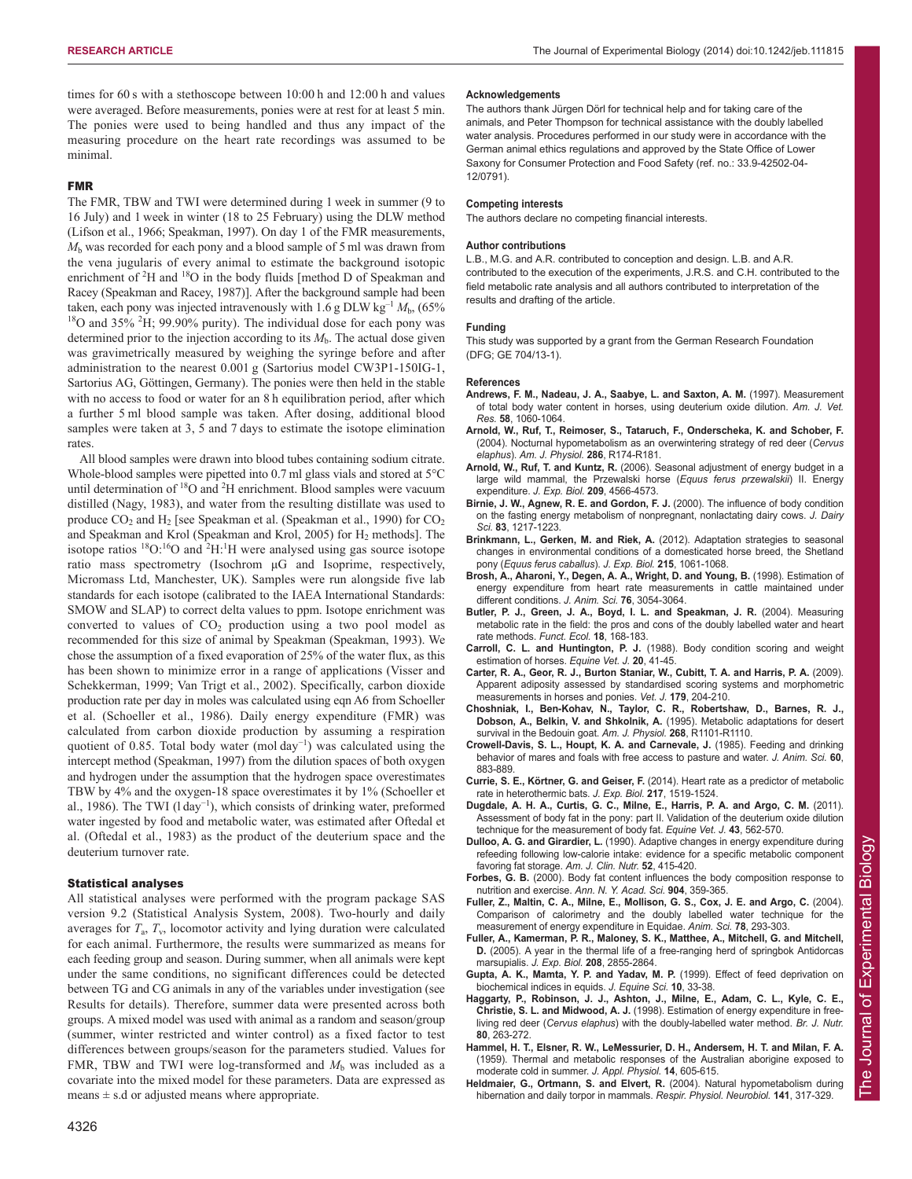times for 60 s with a stethoscope between 10:00 h and 12:00 h and values were averaged. Before measurements, ponies were at rest for at least 5 min. The ponies were used to being handled and thus any impact of the measuring procedure on the heart rate recordings was assumed to be minimal.

### FMR

The FMR, TBW and TWI were determined during 1 week in summer (9 to 16 July) and 1 week in winter (18 to 25 February) using the DLW method (Lifson et al., 1966; Speakman, 1997). On day 1 of the FMR measurements, $M_b$ was recorded for each pony and a blood sample of 5 ml was drawn from the vena jugularis of every animal to estimate the background isotopic enrichment of $^2$H and $^{18}$O in the body fluids [method D of Speakman and Racey (Speakman and Racey, 1987)]. After the background sample had been taken, each pony was injected intravenously with 1.6 g DLW kg$^{-1}$ $M_b$, (65% $^{18}$O and 35% $^2$H; 99.90% purity). The individual dose for each pony was determined prior to the injection according to its $M_b$. The actual dose given was gravimetrically measured by weighing the syringe before and after administration to the nearest 0.001 g (Sartorius model CW3P1-150IG-1, Sartorius AG, Göttingen, Germany). The ponies were then held in the stable with no access to food or water for an 8 h equilibration period, after which a further 5 ml blood sample was taken. After dosing, additional blood samples were taken at 3, 5 and 7 days to estimate the isotope elimination rates.

All blood samples were drawn into blood tubes containing sodium citrate. Whole-blood samples were pipetted into 0.7 ml glass vials and stored at 5°C until determination of $^{18}$O and $^2$H enrichment. Blood samples were vacuum distilled (Nagy, 1983), and water from the resulting distillate was used to produce $CO_2$ and $H_2$ [see Speakman et al. (Speakman et al., 1990) for $CO_2$ and Speakman and Krol (Speakman and Krol, 2005) for $H_2$ methods]. The isotope ratios $^{18}$O:$^{16}$O and $^2$H:$^1$H were analysed using gas source isotope ratio mass spectrometry (Isochrom µG and Isoprime, respectively, Micromass Ltd, Manchester, UK). Samples were run alongside five lab standards for each isotope (calibrated to the IAEA International Standards: SMOW and SLAP) to correct delta values to ppm. Isotope enrichment was converted to values of $CO_2$ production using a two pool model as recommended for this size of animal by Speakman (Speakman, 1993). We chose the assumption of a fixed evaporation of 25% of the water flux, as this has been shown to minimize error in a range of applications (Visser and Schekkerman, 1999; Van Trigt et al., 2002). Specifically, carbon dioxide production rate per day in moles was calculated using eqn A6 from Schoeller et al. (Schoeller et al., 1986). Daily energy expenditure (FMR) was calculated from carbon dioxide production by assuming a respiration quotient of 0.85. Total body water (mol day$^{-1}$) was calculated using the intercept method (Speakman, 1997) from the dilution spaces of both oxygen and hydrogen under the assumption that the hydrogen space overestimates TBW by 4% and the oxygen-18 space overestimates it by 1% (Schoeller et al., 1986). The TWI (l day$^{-1}$), which consists of drinking water, preformed water ingested by food and metabolic water, was estimated after Oftedal et al. (Oftedal et al., 1983) as the product of the deuterium space and the deuterium turnover rate.

### Statistical analyses

All statistical analyses were performed with the program package SAS version 9.2 (Statistical Analysis System, 2008). Two-hourly and daily averages for $T_a$, $T_v$, locomotor activity and lying duration were calculated for each animal. Furthermore, the results were summarized as means for each feeding group and season. During summer, when all animals were kept under the same conditions, no significant differences could be detected between TG and CG animals in any of the variables under investigation (see Results for details). Therefore, summer data were presented across both groups. A mixed model was used with animal as a random and season/group (summer, winter restricted and winter control) as a fixed factor to test differences between groups/season for the parameters studied. Values for FMR, TBW and TWI were log-transformed and $M_b$ was included as a covariate into the mixed model for these parameters. Data are expressed as means ± s.d or adjusted means where appropriate.

#### Acknowledgements

The authors thank Jürgen Dörl for technical help and for taking care of the animals, and Peter Thompson for technical assistance with the doubly labelled water analysis. Procedures performed in our study were in accordance with the German animal ethics regulations and approved by the State Office of Lower Saxony for Consumer Protection and Food Safety (ref. no.: 33.9-42502-04-12/0791).

#### Competing interests

The authors declare no competing financial interests.

#### Author contributions

L.B., M.G. and A.R. contributed to conception and design. L.B. and A.R. contributed to the execution of the experiments, J.R.S. and C.H. contributed to the field metabolic rate analysis and all authors contributed to interpretation of the results and drafting of the article.

#### Funding

This study was supported by a grant from the German Research Foundation (DFG; GE 704/13-1).

#### References

**Andrews, F. M., Nadeau, J. A., Saabye, L. and Saxton, A. M.** (1997). Measurement of total body water content in horses, using deuterium oxide dilution. *Am. J. Vet. Res.* **58**, 1060-1064.

**Arnold, W., Ruf, T., Reimoser, S., Tataruch, F., Onderscheka, K. and Schober, F.** (2004). Nocturnal hypometabolism as an overwintering strategy of red deer (*Cervus elaphus*). *Am. J. Physiol.* **286**, R174-R181.

**Arnold, W., Ruf, T. and Kuntz, R.** (2006). Seasonal adjustment of energy budget in a large wild mammal, the Przewalski horse (*Equus ferus przewalskii*) II. Energy expenditure. *J. Exp. Biol.* **209**, 4566-4573.

**Birnie, J. W., Agnew, R. E. and Gordon, F. J.** (2000). The influence of body condition on the fasting energy metabolism of nonpregnant, nonlactating dairy cows. *J. Dairy Sci.* **83**, 1217-1223.

**Brinkmann, L., Gerken, M. and Riek, A.** (2012). Adaptation strategies to seasonal changes in environmental conditions of a domesticated horse breed, the Shetland pony (*Equus ferus caballus*). *J. Exp. Biol.* **215**, 1061-1068.

**Brosh, A., Aharoni, Y., Degen, A. A., Wright, D. and Young, B.** (1998). Estimation of energy expenditure from heart rate measurements in cattle maintained under different conditions. *J. Anim. Sci.* **76**, 3054-3064.

**Butler, P. J., Green, J. A., Boyd, I. L. and Speakman, J. R.** (2004). Measuring metabolic rate in the field: the pros and cons of the doubly labelled water and heart rate methods. *Funct. Ecol.* **18**, 168-183.

**Carroll, C. L. and Huntington, P. J.** (1988). Body condition scoring and weight estimation of horses. *Equine Vet. J.* **20**, 41-45.

**Carter, R. A., Geor, R. J., Burton Staniar, W., Cubitt, T. A. and Harris, P. A.** (2009). Apparent adiposity assessed by standardised scoring systems and morphometric measurements in horses and ponies. *Vet. J.* **179**, 204-210.

**Choshniak, I., Ben-Kohav, N., Taylor, C. R., Robertshaw, D., Barnes, R. J., Dobson, A., Belkin, V. and Shkolnik, A.** (1995). Metabolic adaptations for desert survival in the Bedouin goat. *Am. J. Physiol.* **268**, R1101-R1110.

**Crowell-Davis, S. L., Houpt, K. A. and Carnevale, J.** (1985). Feeding and drinking behavior of mares and foals with free access to pasture and water. *J. Anim. Sci.* **60**, 883-889.

**Currie, S. E., Körtner, G. and Geiser, F.** (2014). Heart rate as a predictor of metabolic rate in heterothermic bats. *J. Exp. Biol.* **217**, 1519-1524.

**Dugdale, A. H. A., Curtis, G. C., Milne, E., Harris, P. A. and Argo, C. M.** (2011). Assessment of body fat in the pony: part II. Validation of the deuterium oxide dilution technique for the measurement of body fat. *Equine Vet. J.* **43**, 562-570.

**Dulloo, A. G. and Girardier, L.** (1990). Adaptive changes in energy expenditure during refeeding following low-calorie intake: evidence for a specific metabolic component favoring fat storage. *Am. J. Clin. Nutr.* **52**, 415-420.

**Forbes, G. B.** (2000). Body fat content influences the body composition response to nutrition and exercise. *Ann. N. Y. Acad. Sci.* **904**, 359-365.

**Fuller, Z., Maltin, C. A., Milne, E., Mollison, G. S., Cox, J. E. and Argo, C.** (2004). Comparison of calorimetry and the doubly labelled water technique for the measurement of energy expenditure in Equidae. *Anim. Sci.* **78**, 293-303.

**Fuller, A., Kamerman, P. R., Maloney, S. K., Matthee, A., Mitchell, G. and Mitchell, D.** (2005). A year in the thermal life of a free-ranging herd of springbok Antidorcas marsupialis. *J. Exp. Biol.* **208**, 2855-2864.

**Gupta, A. K., Mamta, Y. P. and Yadav, M. P.** (1999). Effect of feed deprivation on biochemical indices in equids. *J. Equine Sci.* **10**, 33-38.

**Haggarty, P., Robinson, J. J., Ashton, J., Milne, E., Adam, C. L., Kyle, C. E., Christie, S. L. and Midwood, A. J.** (1998). Estimation of energy expenditure in free-living red deer (*Cervus elaphus*) with the doubly-labelled water method. *Br. J. Nutr.* **80**, 263-272.

**Hammel, H. T., Elsner, R. W., LeMessurier, D. H., Andersem, H. T. and Milan, F. A.** (1959). Thermal and metabolic responses of the Australian aborigine exposed to moderate cold in summer. *J. Appl. Physiol.* **14**, 605-615.

**Heldmaier, G., Ortmann, S. and Elvert, R.** (2004). Natural hypometabolism during hibernation and daily torpor in mammals. *Respir. Physiol. Neurobiol.* **141**, 317-329.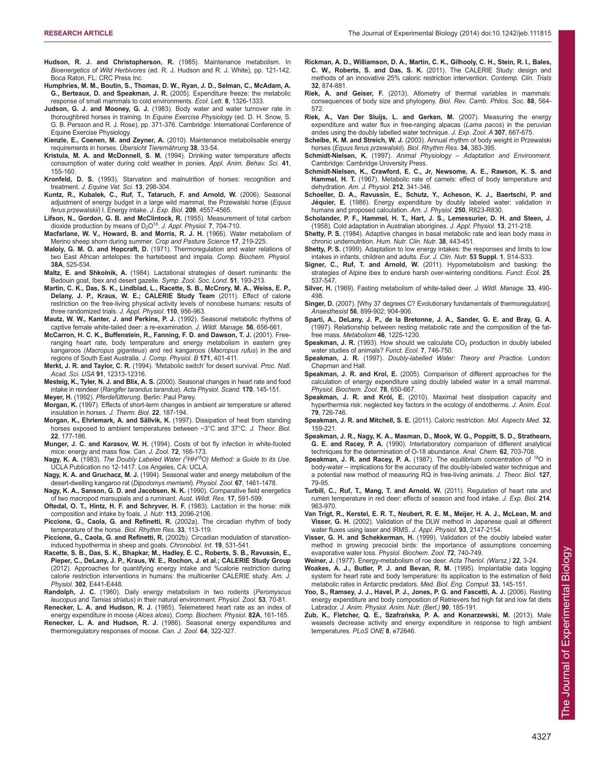**Hudson, R. J. and Christopherson, R.** (1985). Maintenance metabolism. In *Bioenergetics of Wild Herbivores* (ed. R. J. Hudson and R. J. White), pp. 121-142. Boca Raton, FL: CRC Press Inc.

**Humphries, M. M., Boutin, S., Thomas, D. W., Ryan, J. D., Selman, C., McAdam, A. G., Berteaux, D. and Speakman, J. R.** (2005). Expenditure freeze: the metabolic response of small mammals to cold environments. *Ecol. Lett.* **8**, 1326-1333.

**Judson, G. J. and Mooney, G. J.** (1983). Body water and water turnover rate in thoroughbred horses in training. In *Equine Exercise Physiology* (ed. D. H. Snow, S. G. B. Persson and R. J. Rose), pp. 371-376. Cambridge: International Conference of Equine Exercise Physiology.

**Kienzle, E., Coenen, M. and Zeyner, A.** (2010). Maintenance metabolisable energy requirements in horses. *Übersicht Tierernährung* **38**, 33-54.

**Kristula, M. A. and McDonnell, S. M.** (1994). Drinking water temperature affects consumption of water during cold weather in ponies. *Appl. Anim. Behav. Sci.* **41**, 155-160.

**Kronfeld, D. S.** (1993). Starvation and malnutrition of horses: recognition and treatment. *J. Equine Vet. Sci.* **13**, 298-304.

**Kuntz, R., Kubalek, C., Ruf, T., Tataruch, F. and Arnold, W.** (2006). Seasonal adjustment of energy budget in a large wild mammal, the Przewalski horse (*Equus ferus przewalskii*) I. Energy intake. *J. Exp. Biol.* **209**, 4557-4565.

**Lifson, N., Gordon, G. B. and McClintock, R.** (1955). Measurement of total carbon dioxide production by means of $D_2O^{18}$. *J. Appl. Physiol.* **7**, 704-710.

**Macfarlane, W. V., Howard, B. and Morris, R. J. H.** (1966). Water metabolism of Merino sheep shorn during summer. *Crop and Pasture Science* **17**, 219-225.

**Maloiy, G. M. O. and Hopcraft, D.** (1971). Thermoregulation and water relations of two East African antelopes: the hartebeest and impala. *Comp. Biochem. Physiol.* **38A**, 525-534.

**Maltz, E. and Shkolnik, A.** (1984). Lactational strategies of desert ruminants: the Bedouin goat, Ibex and desert gazelle. *Symp. Zool. Soc. Lond.* **51**, 193-213.

**Martin, C. K., Das, S. K., Lindblad, L., Racette, S. B., McCrory, M. A., Weiss, E. P., Delany, J. P., Kraus, W. E.; CALERIE Study Team** (2011). Effect of calorie restriction on the free-living physical activity levels of nonobese humans: results of three randomized trials. *J. Appl. Physiol.* **110**, 956-963.

**Mautz, W. W., Kanter, J. and Perkins, P. J.** (1992). Seasonal metabolic rhythms of captive female white-tailed deer: a re-examination. *J. Wildl. Manage.* **56**, 656-661.

**McCarron, H. C. K., Buffenstein, R., Fanning, F. D. and Dawson, T. J.** (2001). Free-ranging heart rate, body temperature and energy metabolism in eastern grey kangaroos (*Macropus giganteus*) and red kangaroos (*Macropus rufus*) in the arid regions of South East Australia. *J. Comp. Physiol. B* **171**, 401-411.

**Merkt, J. R. and Taylor, C. R.** (1994). 'Metabolic switch' for desert survival. *Proc. Natl. Acad. Sci. USA* **91**, 12313-12316.

**Mesteig, K., Tyler, N. J. and Blix, A. S.** (2000). Seasonal changes in heart rate and food intake in reindeer (*Rangifer tarandus tarandus*). *Acta Physiol. Scand.* **170**, 145-151.

**Meyer, H.** (1992). *Pferdefütterung*. Berlin: Paul Parey.

**Morgan, K.** (1997). Effects of short-term changes in ambient air temperature or altered insulation in horses. *J. Therm. Biol.* **22**, 187-194.

**Morgan, K., Ehrlemark, A. and Sällvik, K.** (1997). Dissipation of heat from standing horses exposed to ambient temperatures between −3°C and 37°C. *J. Theor. Biol.* **22**, 177-186.

**Munger, J. C. and Karasov, W. H.** (1994). Costs of bot fly infection in white-footed mice: energy and mass flow. *Can. J. Zool.* **72**, 166-173.

**Nagy, K. A.** (1983). *The Doubly Labeled Water ($^3HH^{18}O$) Method: a Guide to its Use*. UCLA Publication no 12-1417. Los Angeles, CA: UCLA.

**Nagy, K. A. and Gruchacz, M. J.** (1994). Seasonal water and energy metabolism of the desert-dwelling kangaroo rat (*Dipodomys merriami*). *Physiol. Zool.* **67**, 1461-1478.

**Nagy, K. A., Sanson, G. D. and Jacobsen, N. K.** (1990). Comparative field energetics of two macropod marsupials and a ruminant. *Aust. Wildl. Res.* **17**, 591-599.

**Oftedal, O. T., Hintz, H. F. and Schryver, H. F.** (1983). Lactation in the horse: milk composition and intake by foals. *J. Nutr.* **113**, 2096-2106.

**Piccione, G., Caola, G. and Refinetti, R.** (2002a). The circadian rhythm of body temperature of the horse. *Biol. Rhythm Res.* **33**, 113-119.

**Piccione, G., Caola, G. and Refinetti, R.** (2002b). Circadian modulation of starvation-induced hypothermia in sheep and goats. *Chronobiol. Int.* **19**, 531-541.

**Racette, S. B., Das, S. K., Bhapkar, M., Hadley, E. C., Roberts, S. B., Ravussin, E., Pieper, C., DeLany, J. P., Kraus, W. E., Rochon, J. et al.; CALERIE Study Group** (2012). Approaches for quantifying energy intake and %calorie restriction during calorie restriction interventions in humans: the multicenter CALERIE study. *Am. J. Physiol.* **302**, E441-E448.

**Randolph, J. C.** (1980). Daily energy metabolism in two rodents (*Peromyscus leucopus* and *Tamias striatus*) in their natural environment. *Physiol. Zool.* **53**, 70-81.

**Renecker, L. A. and Hudson, R. J.** (1985). Telemetered heart rate as an index of energy expenditure in moose (*Alces alces*). *Comp. Biochem. Physiol.* **82A**, 161-165.

**Renecker, L. A. and Hudson, R. J.** (1986). Seasonal energy expenditures and thermoregulatory responses of moose. *Can. J. Zool.* **64**, 322-327.

**Rickman, A. D., Williamson, D. A., Martin, C. K., Gilhooly, C. H., Stein, R. I., Bales, C. W., Roberts, S. and Das, S. K.** (2011). The CALERIE Study: design and methods of an innovative 25% caloric restriction intervention. *Contemp. Clin. Trials* **32**, 874-881.

**Riek, A. and Geiser, F.** (2013). Allometry of thermal variables in mammals: consequences of body size and phylogeny. *Biol. Rev. Camb. Philos. Soc.* **88**, 564-572.

**Riek, A., Van Der Sluijs, L. and Gerken, M.** (2007). Measuring the energy expenditure and water flux in free-ranging alpacas (*Lama pacos*) in the peruvian andes using the doubly labelled water technique. *J. Exp. Zool. A* **307**, 667-675.

**Scheibe, K. M. and Streich, W. J.** (2003). Annual rhythm of body weight in Przewalski horses (*Equus ferus przewalskii*). *Biol. Rhythm Res.* **34**, 383-395.

**Schmidt-Nielsen, K.** (1997). *Animal Physiology – Adaptation and Environment*. Cambridge: Cambridge University Press.

**Schmidt-Nielsen, K., Crawford, E. C., Jr, Newsome, A. E., Rawson, K. S. and Hammel, H. T.** (1967). Metabolic rate of camels: effect of body temperature and dehydration. *Am. J. Physiol.* **212**, 341-346.

**Schoeller, D. A., Ravussin, E., Schutz, Y., Acheson, K. J., Baertschi, P. and Jéquier, E.** (1986). Energy expenditure by doubly labeled water: validation in humans and proposed calculation. *Am. J. Physiol.* **250**, R823-R830.

**Scholander, P. F., Hammel, H. T., Hart, J. S., Lemessurier, D. H. and Steen, J.** (1958). Cold adaptation in Australian aborigines. *J. Appl. Physiol.* **13**, 211-218.

**Shetty, P. S.** (1984). Adaptive changes in basal metabolic rate and lean body mass in chronic undernutrition. *Hum. Nutr. Clin. Nutr.* **38**, 443-451.

**Shetty, P. S.** (1999). Adaptation to low energy intakes: the responses and limits to low intakes in infants, children and adults. *Eur. J. Clin. Nutr.* **53 Suppl. 1**, S14-S33.

**Signer, C., Ruf, T. and Arnold, W.** (2011). Hypometabolism and basking: the strategies of Alpine ibex to endure harsh over-wintering conditions. *Funct. Ecol.* **25**, 537-547.

**Silver, H.** (1969). Fasting metabolism of white-tailed deer. *J. Wildl. Manage.* **33**, 490-498.

**Singer, D.** (2007). [Why 37 degrees C? Evolutionary fundamentals of thermoregulation]. *Anaesthesist* **56**, 899-902; 904-906.

**Sparti, A., DeLany, J. P., de la Bretonne, J. A., Sander, G. E. and Bray, G. A.** (1997). Relationship between resting metabolic rate and the composition of the fat-free mass. *Metabolism* **46**, 1225-1230.

**Speakman, J. R.** (1993). How should we calculate $CO_2$ production in doubly labeled water studies of animals? *Funct. Ecol.* **7**, 746-750.

**Speakman, J. R.** (1997). *Doubly-labelled Water: Theory and Practice*. London: Chapman and Hall.

**Speakman, J. R. and Krol, E.** (2005). Comparison of different approaches for the calculation of energy expenditure using doubly labeled water in a small mammal. *Physiol. Biochem. Zool.* **78**, 650-667.

**Speakman, J. R. and Król, E.** (2010). Maximal heat dissipation capacity and hyperthermia risk: neglected key factors in the ecology of endotherms. *J. Anim. Ecol.* **79**, 726-746.

**Speakman, J. R. and Mitchell, S. E.** (2011). Caloric restriction. *Mol. Aspects Med.* **32**, 159-221.

**Speakman, J. R., Nagy, K. A., Masman, D., Mook, W. G., Poppitt, S. D., Strathearn, G. E. and Racey, P. A.** (1990). Interlaboratory comparison of different analytical techniques for the determination of O-18 abundance. *Anal. Chem.* **62**, 703-708.

**Speakman, J. R. and Racey, P. A.** (1987). The equilibrium concentration of $^{18}O$ in body-water – implications for the accuracy of the doubly-labeled water technique and a potential new method of measuring RQ in free-living animals. *J. Theor. Biol.* **127**, 79-95.

**Turbill, C., Ruf, T., Mang, T. and Arnold, W.** (2011). Regulation of heart rate and rumen temperature in red deer: effects of season and food intake. *J. Exp. Biol.* **214**, 963-970.

**Van Trigt, R., Kerstel, E. R. T., Neubert, R. E. M., Meijer, H. A. J., McLean, M. and Visser, G. H.** (2002). Validation of the DLW method in Japanese quail at different water fluxes using laser and IRMS. *J. Appl. Physiol.* **93**, 2147-2154.

**Visser, G. H. and Schekkerman, H.** (1999). Validation of the doubly labeled water method in growing precocial birds: the importance of assumptions concerning evaporative water loss. *Physiol. Biochem. Zool.* **72**, 740-749.

**Weiner, J.** (1977). Energy-metabolism of roe deer. *Acta Theriol. (Warsz.)* **22**, 3-24.

**Woakes, A. J., Butler, P. J. and Bevan, R. M.** (1995). Implantable data logging system for heart rate and body temperature: its application to the estimation of field metabolic rates in Antarctic predators. *Med. Biol. Eng. Comput.* **33**, 145-151.

**Yoo, S., Ramsey, J. J., Havel, P. J., Jones, P. G. and Fascetti, A. J.** (2006). Resting energy expenditure and body composition of Retrievers fed high fat and low fat diets Labrador. *J. Anim. Physiol. Anim. Nutr. (Berl.)* **90**, 185-191.

**Zub, K., Fletcher, Q. E., Szafrańska, P. A. and Konarzewski, M.** (2013). Male weasels decrease activity and energy expenditure in response to high ambient temperatures. *PLoS ONE* **8**, e72646.